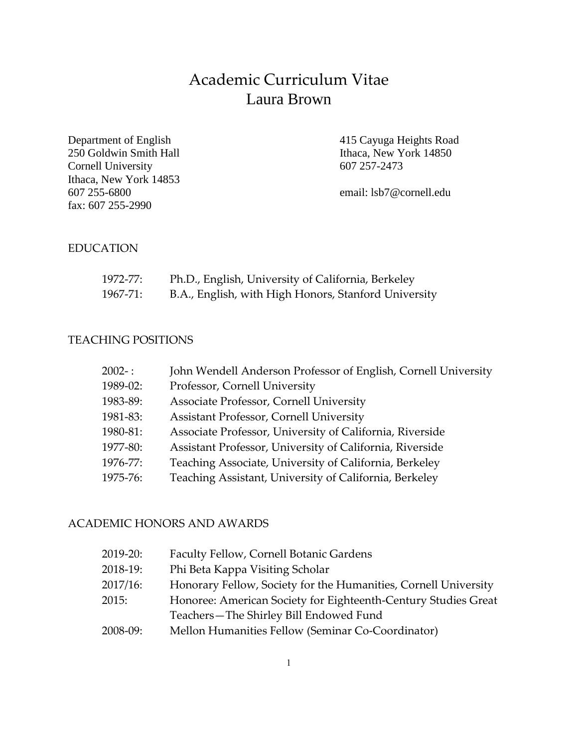# Academic Curriculum Vitae
# Laura Brown

Department of English
250 Goldwin Smith Hall
Cornell University
Ithaca, New York 14853
607 255-6800
fax: 607 255-2990

415 Cayuga Heights Road
Ithaca, New York 14850
607 257-2473

email: lsb7@cornell.edu

## EDUCATION

1972-77: Ph.D., English, University of California, Berkeley
1967-71: B.A., English, with High Honors, Stanford University

## TEACHING POSITIONS

2002- : John Wendell Anderson Professor of English, Cornell University
1989-02: Professor, Cornell University
1983-89: Associate Professor, Cornell University
1981-83: Assistant Professor, Cornell University
1980-81: Associate Professor, University of California, Riverside
1977-80: Assistant Professor, University of California, Riverside
1976-77: Teaching Associate, University of California, Berkeley
1975-76: Teaching Assistant, University of California, Berkeley

## ACADEMIC HONORS AND AWARDS

2019-20: Faculty Fellow, Cornell Botanic Gardens
2018-19: Phi Beta Kappa Visiting Scholar
2017/16: Honorary Fellow, Society for the Humanities, Cornell University
2015: Honoree: American Society for Eighteenth-Century Studies Great Teachers—The Shirley Bill Endowed Fund
2008-09: Mellon Humanities Fellow (Seminar Co-Coordinator)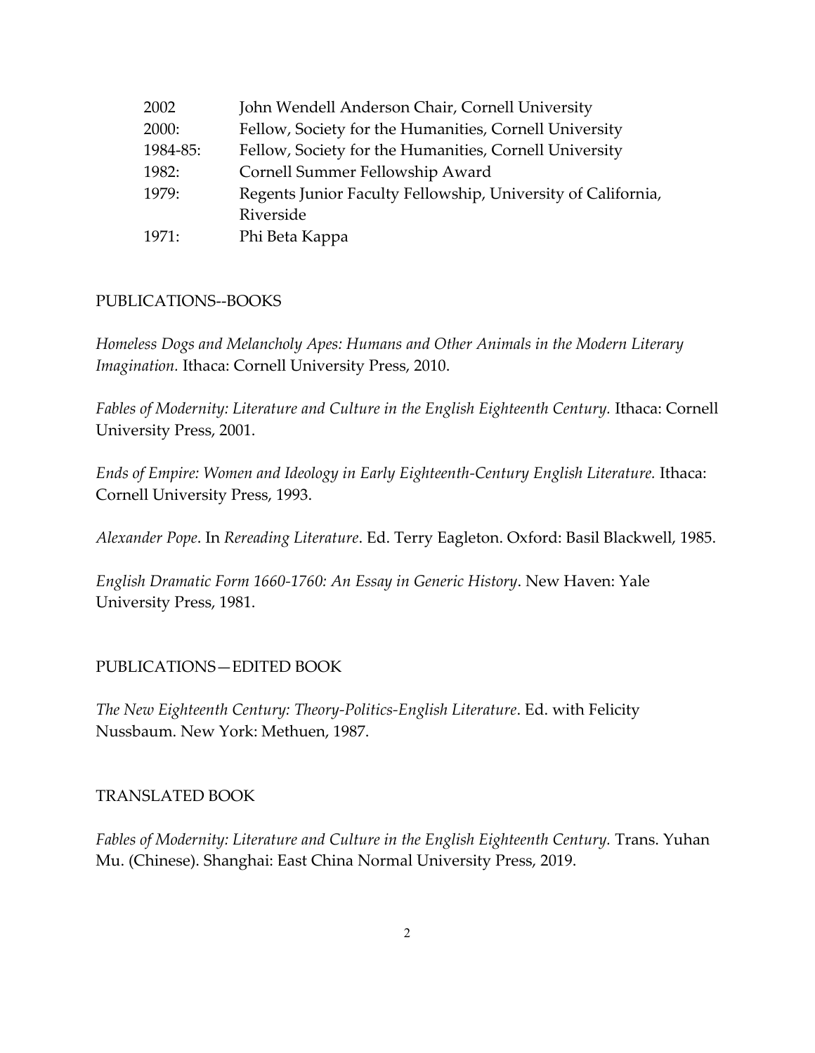| | |
|---|---|
| 2002 | John Wendell Anderson Chair, Cornell University |
| 2000: | Fellow, Society for the Humanities, Cornell University |
| 1984-85: | Fellow, Society for the Humanities, Cornell University |
| 1982: | Cornell Summer Fellowship Award |
| 1979: | Regents Junior Faculty Fellowship, University of California, Riverside |
| 1971: | Phi Beta Kappa |

## PUBLICATIONS--BOOKS

*Homeless Dogs and Melancholy Apes: Humans and Other Animals in the Modern Literary Imagination.* Ithaca: Cornell University Press, 2010.

*Fables of Modernity: Literature and Culture in the English Eighteenth Century.* Ithaca: Cornell University Press, 2001.

*Ends of Empire: Women and Ideology in Early Eighteenth-Century English Literature.* Ithaca: Cornell University Press, 1993.

*Alexander Pope*. In *Rereading Literature*. Ed. Terry Eagleton. Oxford: Basil Blackwell, 1985.

*English Dramatic Form 1660-1760: An Essay in Generic History*. New Haven: Yale University Press, 1981.

## PUBLICATIONS—EDITED BOOK

*The New Eighteenth Century: Theory-Politics-English Literature*. Ed. with Felicity Nussbaum. New York: Methuen, 1987.

## TRANSLATED BOOK

*Fables of Modernity: Literature and Culture in the English Eighteenth Century.* Trans. Yuhan Mu. (Chinese). Shanghai: East China Normal University Press, 2019.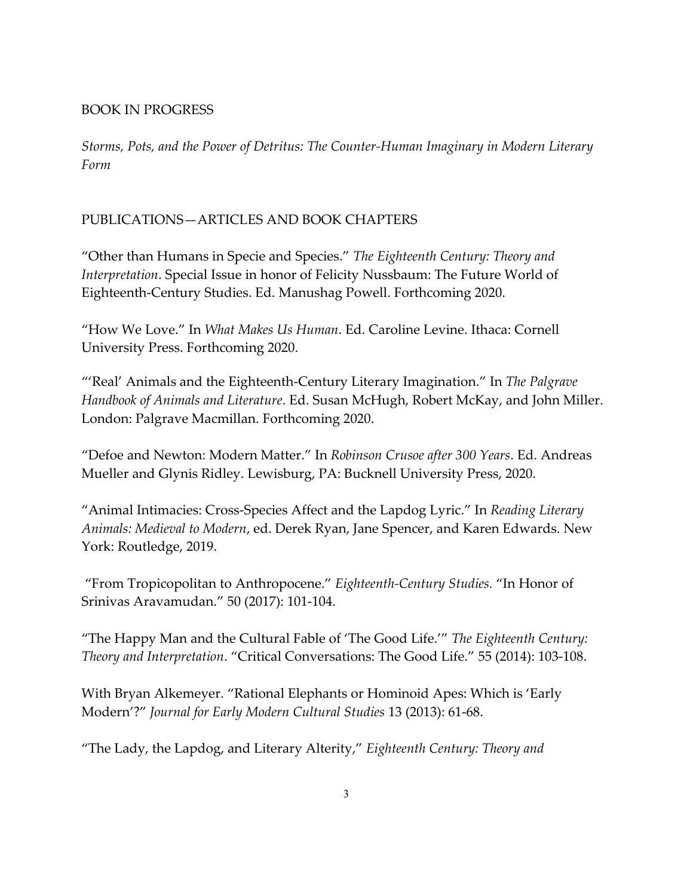## BOOK IN PROGRESS

*Storms, Pots, and the Power of Detritus: The Counter-Human Imaginary in Modern Literary Form*

## PUBLICATIONS—ARTICLES AND BOOK CHAPTERS

"Other than Humans in Specie and Species." *The Eighteenth Century: Theory and Interpretation*. Special Issue in honor of Felicity Nussbaum: The Future World of Eighteenth-Century Studies. Ed. Manushag Powell. Forthcoming 2020.

"How We Love." In *What Makes Us Human*. Ed. Caroline Levine. Ithaca: Cornell University Press. Forthcoming 2020.

"'Real' Animals and the Eighteenth-Century Literary Imagination." In *The Palgrave Handbook of Animals and Literature*. Ed. Susan McHugh, Robert McKay, and John Miller. London: Palgrave Macmillan. Forthcoming 2020.

"Defoe and Newton: Modern Matter." In *Robinson Crusoe after 300 Years*. Ed. Andreas Mueller and Glynis Ridley. Lewisburg, PA: Bucknell University Press, 2020.

"Animal Intimacies: Cross-Species Affect and the Lapdog Lyric." In *Reading Literary Animals: Medieval to Modern*, ed. Derek Ryan, Jane Spencer, and Karen Edwards. New York: Routledge, 2019.

"From Tropicopolitan to Anthropocene." *Eighteenth-Century Studies.* "In Honor of Srinivas Aravamudan." 50 (2017): 101-104.

"The Happy Man and the Cultural Fable of 'The Good Life.'" *The Eighteenth Century: Theory and Interpretation*. "Critical Conversations: The Good Life." 55 (2014): 103-108.

With Bryan Alkemeyer. "Rational Elephants or Hominoid Apes: Which is 'Early Modern'?" *Journal for Early Modern Cultural Studies* 13 (2013): 61-68.

"The Lady, the Lapdog, and Literary Alterity," *Eighteenth Century: Theory and*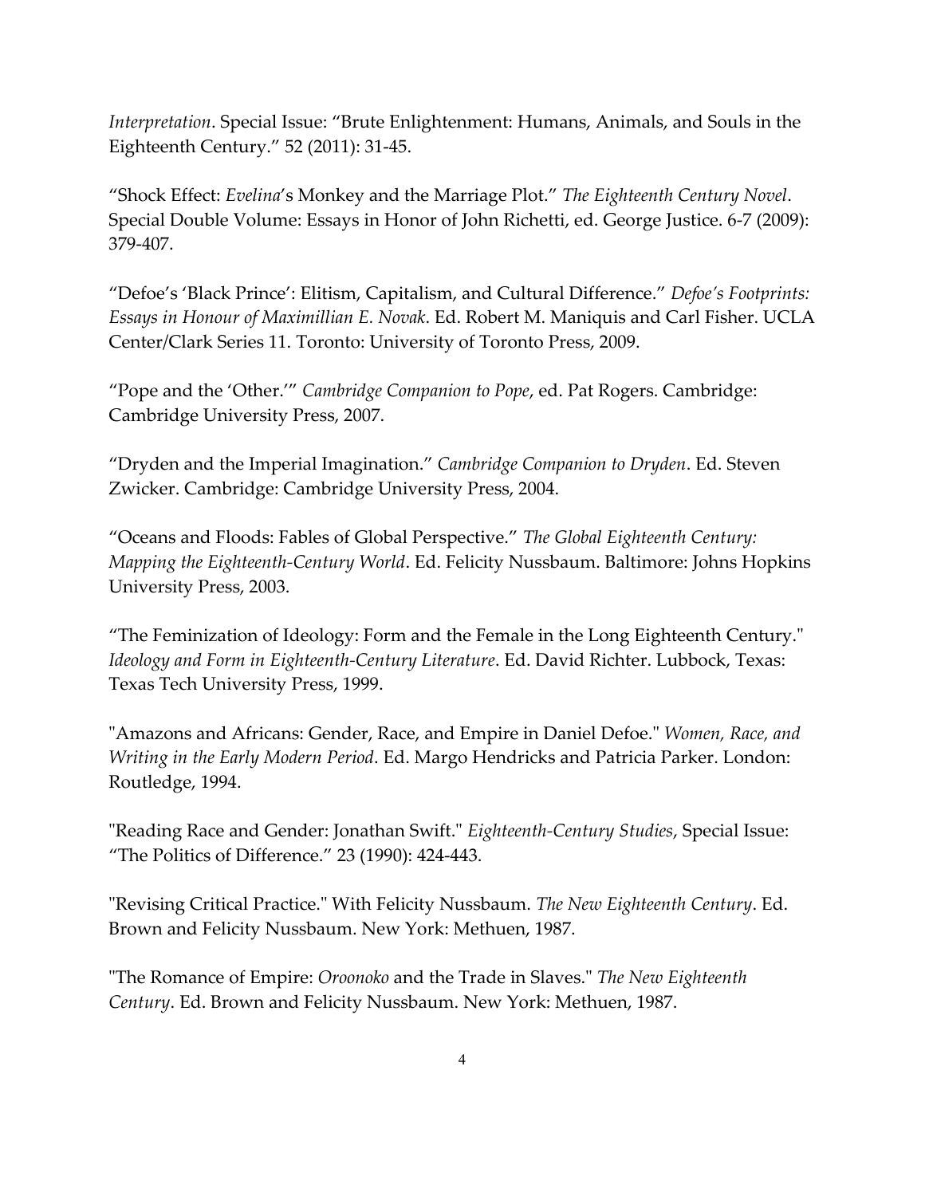*Interpretation*. Special Issue: “Brute Enlightenment: Humans, Animals, and Souls in the Eighteenth Century.” 52 (2011): 31-45.

“Shock Effect: *Evelina*’s Monkey and the Marriage Plot.” *The Eighteenth Century Novel*. Special Double Volume: Essays in Honor of John Richetti, ed. George Justice. 6-7 (2009): 379-407.

“Defoe’s ‘Black Prince’: Elitism, Capitalism, and Cultural Difference.” *Defoe’s Footprints: Essays in Honour of Maximillian E. Novak*. Ed. Robert M. Maniquis and Carl Fisher. UCLA Center/Clark Series 11. Toronto: University of Toronto Press, 2009.

“Pope and the ‘Other.’” *Cambridge Companion to Pope*, ed. Pat Rogers. Cambridge: Cambridge University Press, 2007.

“Dryden and the Imperial Imagination.” *Cambridge Companion to Dryden*. Ed. Steven Zwicker. Cambridge: Cambridge University Press, 2004.

“Oceans and Floods: Fables of Global Perspective.” *The Global Eighteenth Century: Mapping the Eighteenth-Century World*. Ed. Felicity Nussbaum. Baltimore: Johns Hopkins University Press, 2003.

“The Feminization of Ideology: Form and the Female in the Long Eighteenth Century." *Ideology and Form in Eighteenth-Century Literature*. Ed. David Richter. Lubbock, Texas: Texas Tech University Press, 1999.

"Amazons and Africans: Gender, Race, and Empire in Daniel Defoe." *Women, Race, and Writing in the Early Modern Period*. Ed. Margo Hendricks and Patricia Parker. London: Routledge, 1994.

"Reading Race and Gender: Jonathan Swift." *Eighteenth-Century Studies*, Special Issue: “The Politics of Difference.” 23 (1990): 424-443.

"Revising Critical Practice." With Felicity Nussbaum. *The New Eighteenth Century*. Ed. Brown and Felicity Nussbaum. New York: Methuen, 1987.

"The Romance of Empire: *Oroonoko* and the Trade in Slaves." *The New Eighteenth Century*. Ed. Brown and Felicity Nussbaum. New York: Methuen, 1987.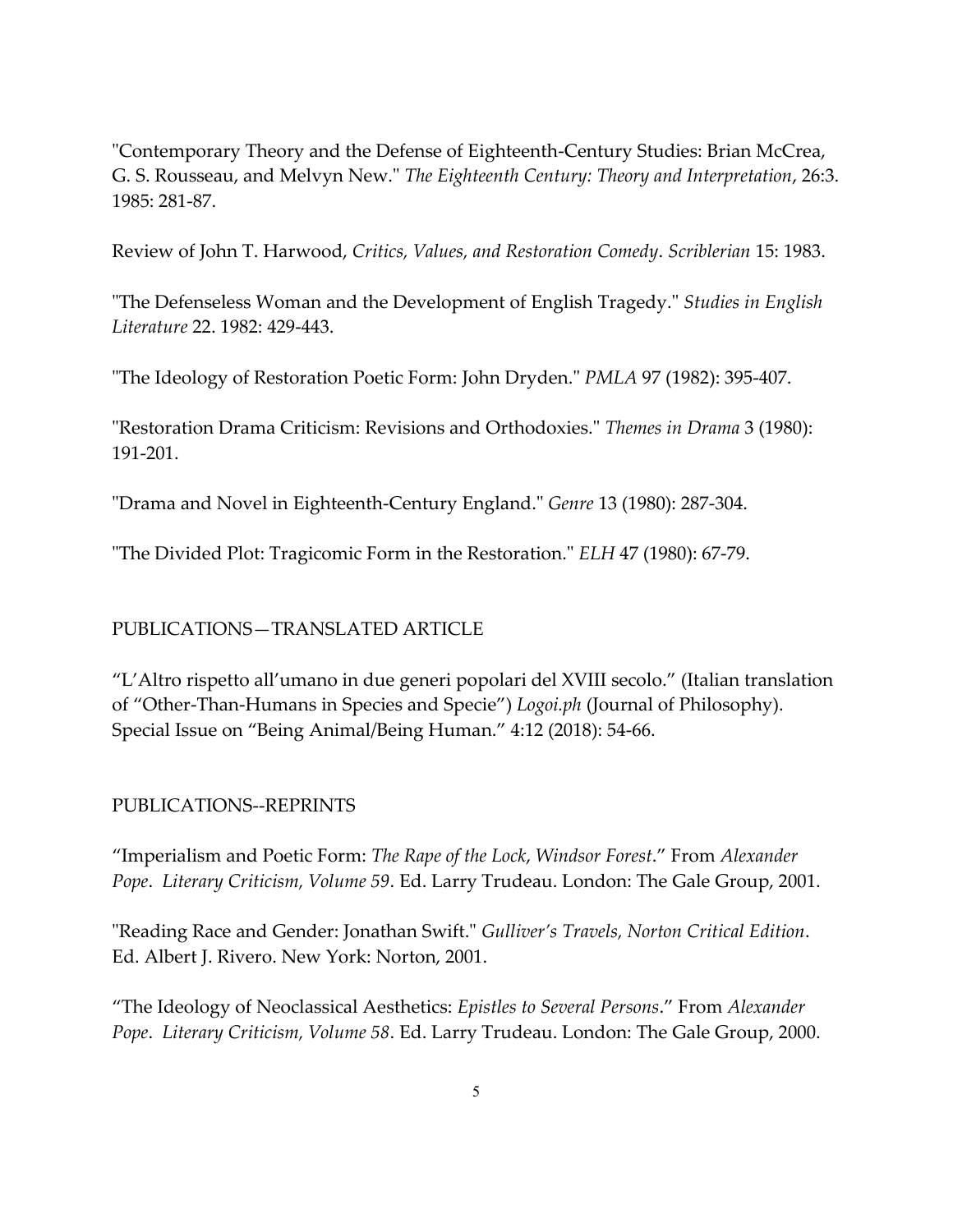"Contemporary Theory and the Defense of Eighteenth-Century Studies: Brian McCrea, G. S. Rousseau, and Melvyn New." *The Eighteenth Century: Theory and Interpretation*, 26:3. 1985: 281-87.

Review of John T. Harwood, *Critics, Values, and Restoration Comedy*. *Scriblerian* 15: 1983.

"The Defenseless Woman and the Development of English Tragedy." *Studies in English Literature* 22. 1982: 429-443.

"The Ideology of Restoration Poetic Form: John Dryden." *PMLA* 97 (1982): 395-407.

"Restoration Drama Criticism: Revisions and Orthodoxies." *Themes in Drama* 3 (1980): 191-201.

"Drama and Novel in Eighteenth-Century England." *Genre* 13 (1980): 287-304.

"The Divided Plot: Tragicomic Form in the Restoration." *ELH* 47 (1980): 67-79.

## PUBLICATIONS—TRANSLATED ARTICLE

"L'Altro rispetto all'umano in due generi popolari del XVIII secolo." (Italian translation of "Other-Than-Humans in Species and Specie") *Logoi.ph* (Journal of Philosophy). Special Issue on "Being Animal/Being Human." 4:12 (2018): 54-66.

## PUBLICATIONS--REPRINTS

"Imperialism and Poetic Form: *The Rape of the Lock*, *Windsor Forest*." From *Alexander Pope*. *Literary Criticism, Volume 59*. Ed. Larry Trudeau. London: The Gale Group, 2001.

"Reading Race and Gender: Jonathan Swift." *Gulliver's Travels, Norton Critical Edition*. Ed. Albert J. Rivero. New York: Norton, 2001.

"The Ideology of Neoclassical Aesthetics: *Epistles to Several Persons*." From *Alexander Pope*. *Literary Criticism, Volume 58*. Ed. Larry Trudeau. London: The Gale Group, 2000.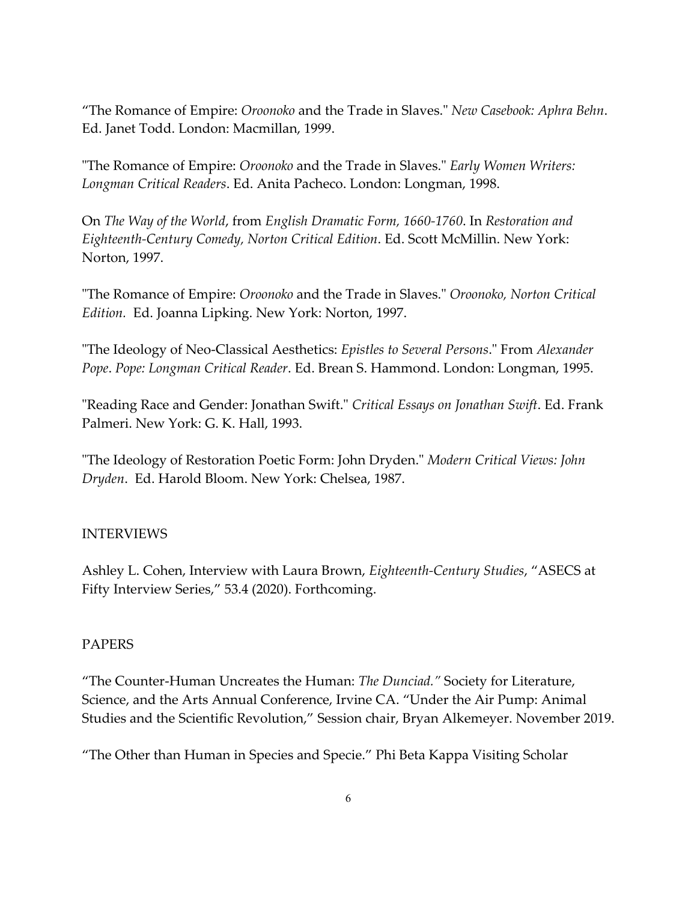"The Romance of Empire: *Oroonoko* and the Trade in Slaves." *New Casebook: Aphra Behn*. Ed. Janet Todd. London: Macmillan, 1999.

"The Romance of Empire: *Oroonoko* and the Trade in Slaves." *Early Women Writers: Longman Critical Readers*. Ed. Anita Pacheco. London: Longman, 1998.

On *The Way of the World*, from *English Dramatic Form, 1660-1760*. In *Restoration and Eighteenth-Century Comedy, Norton Critical Edition*. Ed. Scott McMillin. New York: Norton, 1997.

"The Romance of Empire: *Oroonoko* and the Trade in Slaves." *Oroonoko, Norton Critical Edition.* Ed. Joanna Lipking. New York: Norton, 1997.

"The Ideology of Neo-Classical Aesthetics: *Epistles to Several Persons*." From *Alexander Pope*. *Pope: Longman Critical Reader*. Ed. Brean S. Hammond. London: Longman, 1995.

"Reading Race and Gender: Jonathan Swift." *Critical Essays on Jonathan Swift*. Ed. Frank Palmeri. New York: G. K. Hall, 1993.

"The Ideology of Restoration Poetic Form: John Dryden." *Modern Critical Views: John Dryden*. Ed. Harold Bloom. New York: Chelsea, 1987.

## INTERVIEWS

Ashley L. Cohen, Interview with Laura Brown, *Eighteenth-Century Studies*, "ASECS at Fifty Interview Series," 53.4 (2020). Forthcoming.

## PAPERS

"The Counter-Human Uncreates the Human: *The Dunciad.*" Society for Literature, Science, and the Arts Annual Conference, Irvine CA. "Under the Air Pump: Animal Studies and the Scientific Revolution," Session chair, Bryan Alkemeyer. November 2019.

"The Other than Human in Species and Specie." Phi Beta Kappa Visiting Scholar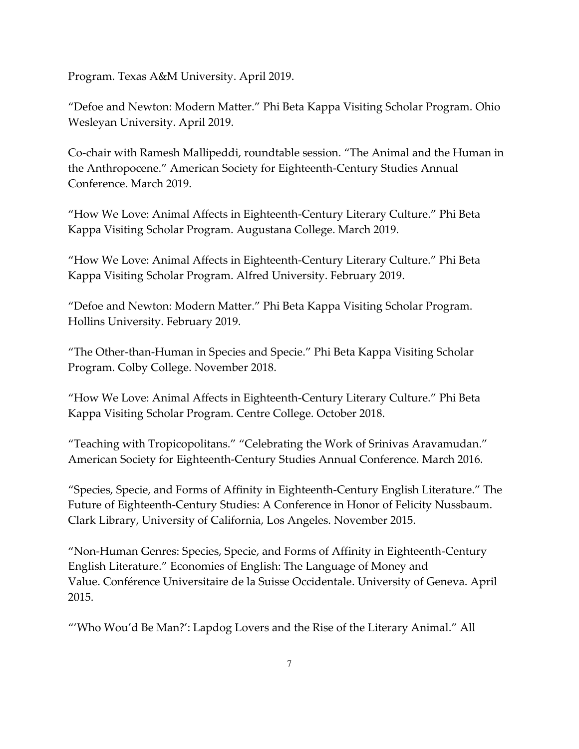Program. Texas A&M University. April 2019.

"Defoe and Newton: Modern Matter." Phi Beta Kappa Visiting Scholar Program. Ohio Wesleyan University. April 2019.

Co-chair with Ramesh Mallipeddi, roundtable session. "The Animal and the Human in the Anthropocene." American Society for Eighteenth-Century Studies Annual Conference. March 2019.

"How We Love: Animal Affects in Eighteenth-Century Literary Culture." Phi Beta Kappa Visiting Scholar Program. Augustana College. March 2019.

"How We Love: Animal Affects in Eighteenth-Century Literary Culture." Phi Beta Kappa Visiting Scholar Program. Alfred University. February 2019.

"Defoe and Newton: Modern Matter." Phi Beta Kappa Visiting Scholar Program. Hollins University. February 2019.

"The Other-than-Human in Species and Specie." Phi Beta Kappa Visiting Scholar Program. Colby College. November 2018.

"How We Love: Animal Affects in Eighteenth-Century Literary Culture." Phi Beta Kappa Visiting Scholar Program. Centre College. October 2018.

"Teaching with Tropicopolitans." "Celebrating the Work of Srinivas Aravamudan." American Society for Eighteenth-Century Studies Annual Conference. March 2016.

"Species, Specie, and Forms of Affinity in Eighteenth-Century English Literature." The Future of Eighteenth-Century Studies: A Conference in Honor of Felicity Nussbaum. Clark Library, University of California, Los Angeles. November 2015.

"Non-Human Genres: Species, Specie, and Forms of Affinity in Eighteenth-Century English Literature." Economies of English: The Language of Money and Value. Conférence Universitaire de la Suisse Occidentale. University of Geneva. April 2015.

"'Who Wou'd Be Man?': Lapdog Lovers and the Rise of the Literary Animal." All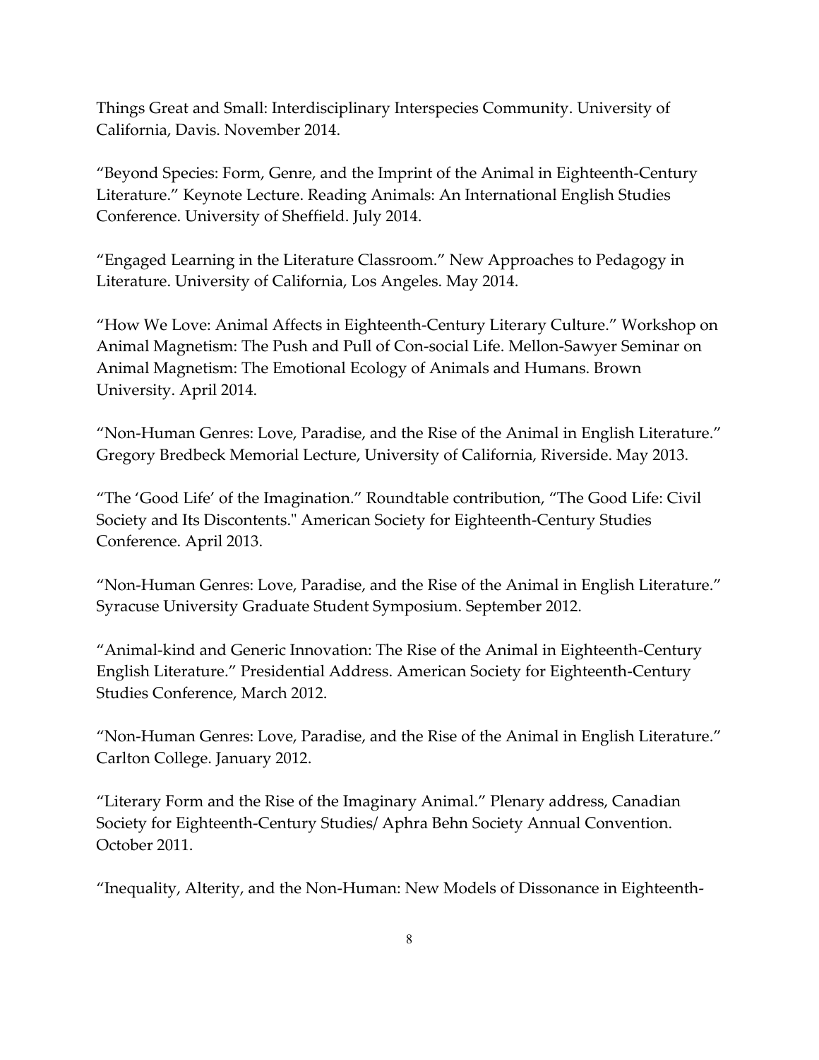Things Great and Small: Interdisciplinary Interspecies Community. University of California, Davis. November 2014.

"Beyond Species: Form, Genre, and the Imprint of the Animal in Eighteenth-Century Literature." Keynote Lecture. Reading Animals: An International English Studies Conference. University of Sheffield. July 2014.

"Engaged Learning in the Literature Classroom." New Approaches to Pedagogy in Literature. University of California, Los Angeles. May 2014.

"How We Love: Animal Affects in Eighteenth-Century Literary Culture." Workshop on Animal Magnetism: The Push and Pull of Con-social Life. Mellon-Sawyer Seminar on Animal Magnetism: The Emotional Ecology of Animals and Humans. Brown University. April 2014.

"Non-Human Genres: Love, Paradise, and the Rise of the Animal in English Literature." Gregory Bredbeck Memorial Lecture, University of California, Riverside. May 2013.

"The 'Good Life' of the Imagination." Roundtable contribution, "The Good Life: Civil Society and Its Discontents." American Society for Eighteenth-Century Studies Conference. April 2013.

"Non-Human Genres: Love, Paradise, and the Rise of the Animal in English Literature." Syracuse University Graduate Student Symposium. September 2012.

"Animal-kind and Generic Innovation: The Rise of the Animal in Eighteenth-Century English Literature." Presidential Address. American Society for Eighteenth-Century Studies Conference, March 2012.

"Non-Human Genres: Love, Paradise, and the Rise of the Animal in English Literature." Carlton College. January 2012.

"Literary Form and the Rise of the Imaginary Animal." Plenary address, Canadian Society for Eighteenth-Century Studies/ Aphra Behn Society Annual Convention. October 2011.

"Inequality, Alterity, and the Non-Human: New Models of Dissonance in Eighteenth-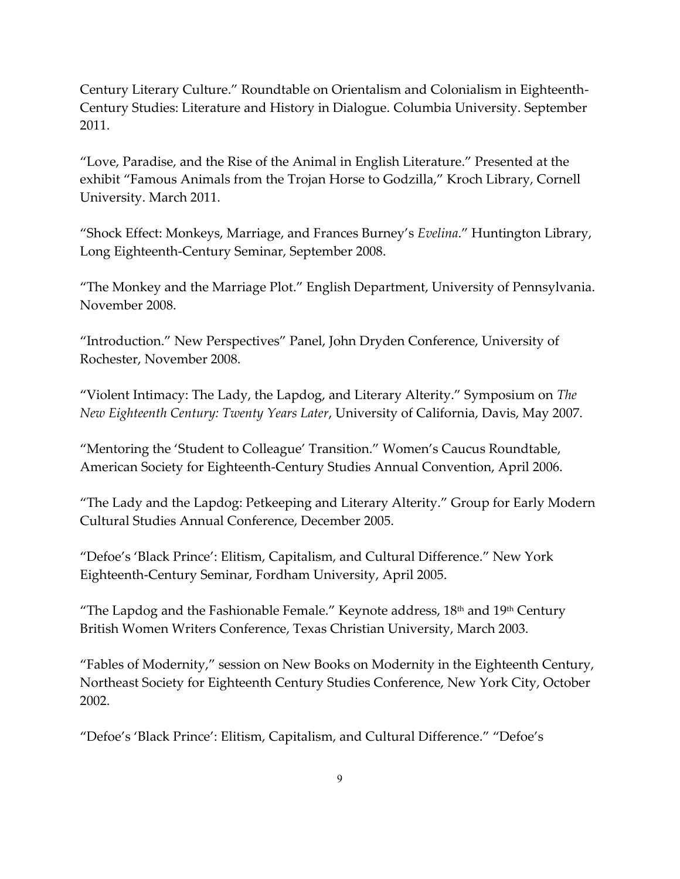Century Literary Culture." Roundtable on Orientalism and Colonialism in Eighteenth-Century Studies: Literature and History in Dialogue. Columbia University. September 2011.

"Love, Paradise, and the Rise of the Animal in English Literature." Presented at the exhibit "Famous Animals from the Trojan Horse to Godzilla," Kroch Library, Cornell University. March 2011.

"Shock Effect: Monkeys, Marriage, and Frances Burney's *Evelina*." Huntington Library, Long Eighteenth-Century Seminar, September 2008.

"The Monkey and the Marriage Plot." English Department, University of Pennsylvania. November 2008.

"Introduction." New Perspectives" Panel, John Dryden Conference, University of Rochester, November 2008.

"Violent Intimacy: The Lady, the Lapdog, and Literary Alterity." Symposium on *The New Eighteenth Century: Twenty Years Later*, University of California, Davis, May 2007.

"Mentoring the 'Student to Colleague' Transition." Women's Caucus Roundtable, American Society for Eighteenth-Century Studies Annual Convention, April 2006.

"The Lady and the Lapdog: Petkeeping and Literary Alterity." Group for Early Modern Cultural Studies Annual Conference, December 2005.

"Defoe's 'Black Prince': Elitism, Capitalism, and Cultural Difference." New York Eighteenth-Century Seminar, Fordham University, April 2005.

"The Lapdog and the Fashionable Female." Keynote address, 18th and 19th Century British Women Writers Conference, Texas Christian University, March 2003.

"Fables of Modernity," session on New Books on Modernity in the Eighteenth Century, Northeast Society for Eighteenth Century Studies Conference, New York City, October 2002.

"Defoe's 'Black Prince': Elitism, Capitalism, and Cultural Difference." "Defoe's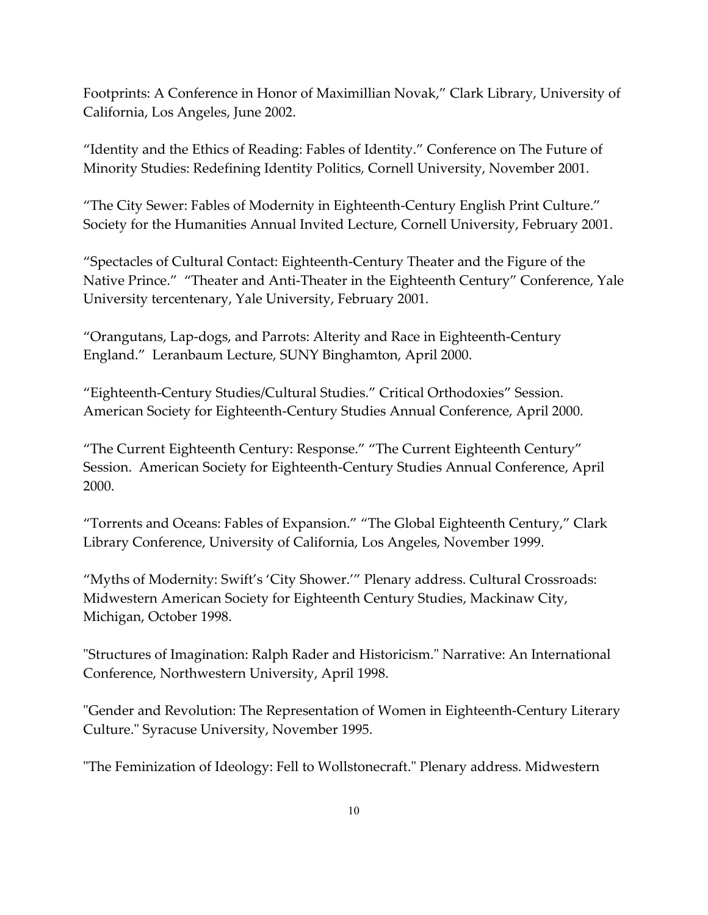Footprints: A Conference in Honor of Maximillian Novak," Clark Library, University of California, Los Angeles, June 2002.

"Identity and the Ethics of Reading: Fables of Identity." Conference on The Future of Minority Studies: Redefining Identity Politics, Cornell University, November 2001.

"The City Sewer: Fables of Modernity in Eighteenth-Century English Print Culture." Society for the Humanities Annual Invited Lecture, Cornell University, February 2001.

"Spectacles of Cultural Contact: Eighteenth-Century Theater and the Figure of the Native Prince." "Theater and Anti-Theater in the Eighteenth Century" Conference, Yale University tercentenary, Yale University, February 2001.

"Orangutans, Lap-dogs, and Parrots: Alterity and Race in Eighteenth-Century England." Leranbaum Lecture, SUNY Binghamton, April 2000.

"Eighteenth-Century Studies/Cultural Studies." Critical Orthodoxies" Session. American Society for Eighteenth-Century Studies Annual Conference, April 2000.

"The Current Eighteenth Century: Response." "The Current Eighteenth Century" Session. American Society for Eighteenth-Century Studies Annual Conference, April 2000.

"Torrents and Oceans: Fables of Expansion." "The Global Eighteenth Century," Clark Library Conference, University of California, Los Angeles, November 1999.

"Myths of Modernity: Swift's 'City Shower.'" Plenary address. Cultural Crossroads: Midwestern American Society for Eighteenth Century Studies, Mackinaw City, Michigan, October 1998.

"Structures of Imagination: Ralph Rader and Historicism." Narrative: An International Conference, Northwestern University, April 1998.

"Gender and Revolution: The Representation of Women in Eighteenth-Century Literary Culture." Syracuse University, November 1995.

"The Feminization of Ideology: Fell to Wollstonecraft." Plenary address. Midwestern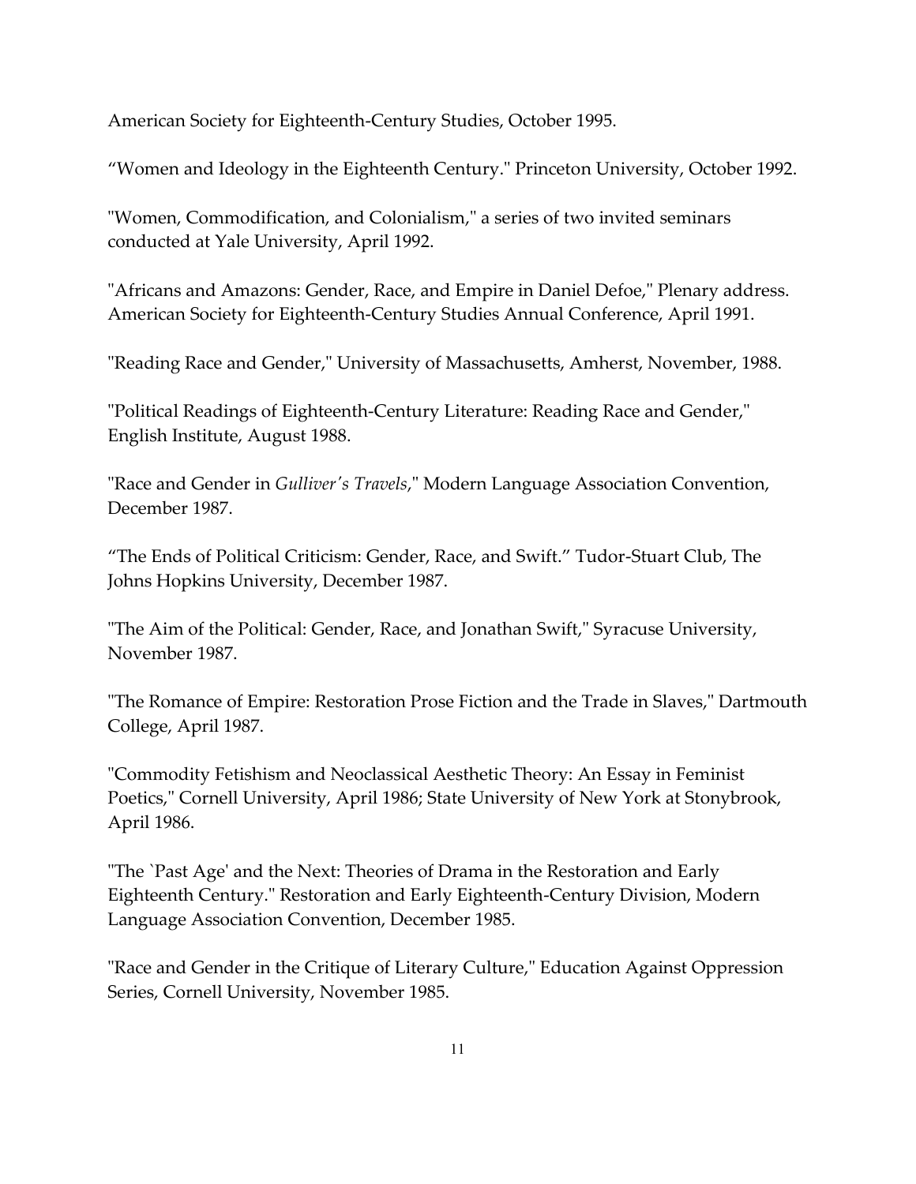American Society for Eighteenth-Century Studies, October 1995.

“Women and Ideology in the Eighteenth Century." Princeton University, October 1992.

"Women, Commodification, and Colonialism," a series of two invited seminars conducted at Yale University, April 1992.

"Africans and Amazons: Gender, Race, and Empire in Daniel Defoe," Plenary address. American Society for Eighteenth-Century Studies Annual Conference, April 1991.

"Reading Race and Gender," University of Massachusetts, Amherst, November, 1988.

"Political Readings of Eighteenth-Century Literature: Reading Race and Gender," English Institute, August 1988.

"Race and Gender in *Gulliver's Travels*," Modern Language Association Convention, December 1987.

“The Ends of Political Criticism: Gender, Race, and Swift.” Tudor-Stuart Club, The Johns Hopkins University, December 1987.

"The Aim of the Political: Gender, Race, and Jonathan Swift," Syracuse University, November 1987.

"The Romance of Empire: Restoration Prose Fiction and the Trade in Slaves," Dartmouth College, April 1987.

"Commodity Fetishism and Neoclassical Aesthetic Theory: An Essay in Feminist Poetics," Cornell University, April 1986; State University of New York at Stonybrook, April 1986.

"The `Past Age' and the Next: Theories of Drama in the Restoration and Early Eighteenth Century." Restoration and Early Eighteenth-Century Division, Modern Language Association Convention, December 1985.

"Race and Gender in the Critique of Literary Culture," Education Against Oppression Series, Cornell University, November 1985.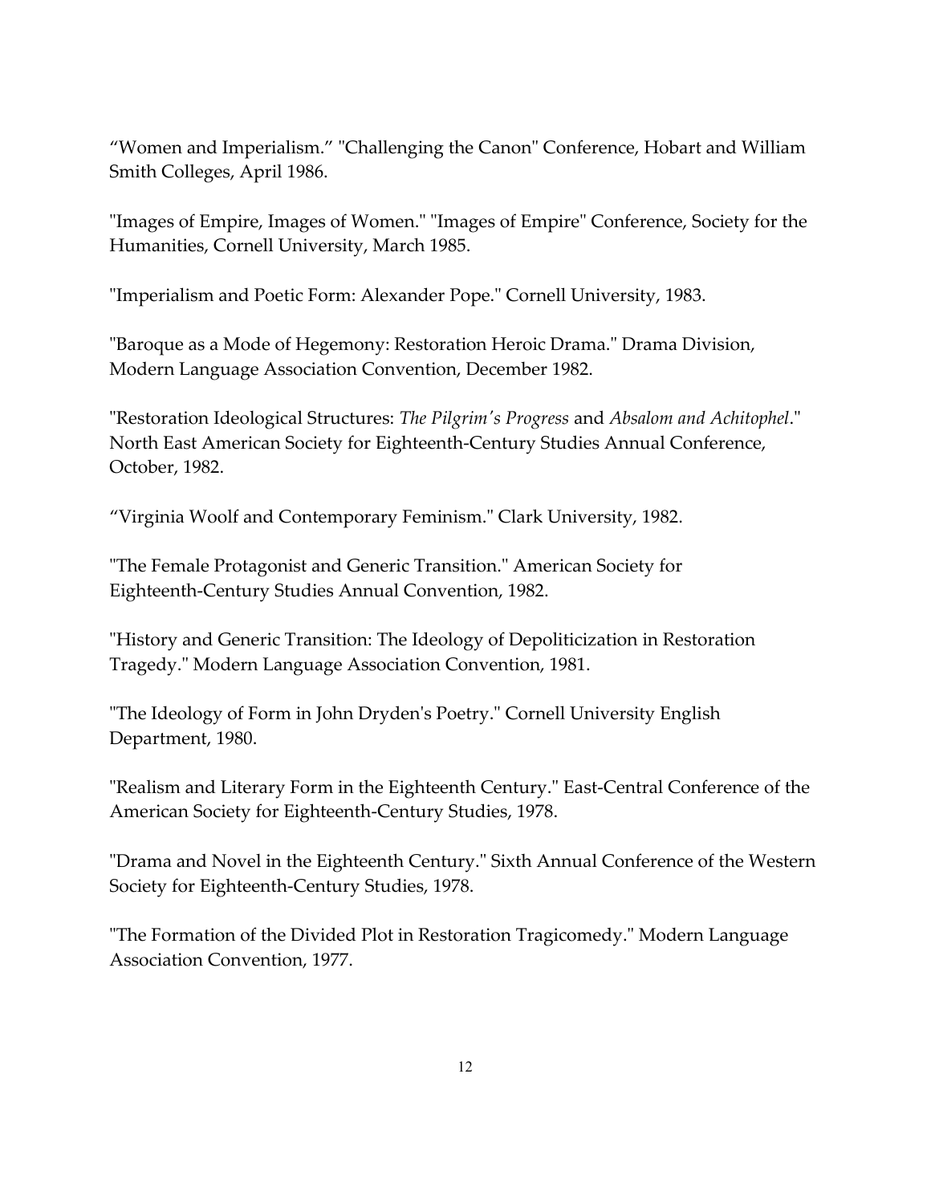“Women and Imperialism.” "Challenging the Canon" Conference, Hobart and William Smith Colleges, April 1986.

"Images of Empire, Images of Women." "Images of Empire" Conference, Society for the Humanities, Cornell University, March 1985.

"Imperialism and Poetic Form: Alexander Pope." Cornell University, 1983.

"Baroque as a Mode of Hegemony: Restoration Heroic Drama." Drama Division, Modern Language Association Convention, December 1982.

"Restoration Ideological Structures: *The Pilgrim's Progress* and *Absalom and Achitophel*." North East American Society for Eighteenth-Century Studies Annual Conference, October, 1982.

“Virginia Woolf and Contemporary Feminism." Clark University, 1982.

"The Female Protagonist and Generic Transition." American Society for Eighteenth-Century Studies Annual Convention, 1982.

"History and Generic Transition: The Ideology of Depoliticization in Restoration Tragedy." Modern Language Association Convention, 1981.

"The Ideology of Form in John Dryden's Poetry." Cornell University English Department, 1980.

"Realism and Literary Form in the Eighteenth Century." East-Central Conference of the American Society for Eighteenth-Century Studies, 1978.

"Drama and Novel in the Eighteenth Century." Sixth Annual Conference of the Western Society for Eighteenth-Century Studies, 1978.

"The Formation of the Divided Plot in Restoration Tragicomedy." Modern Language Association Convention, 1977.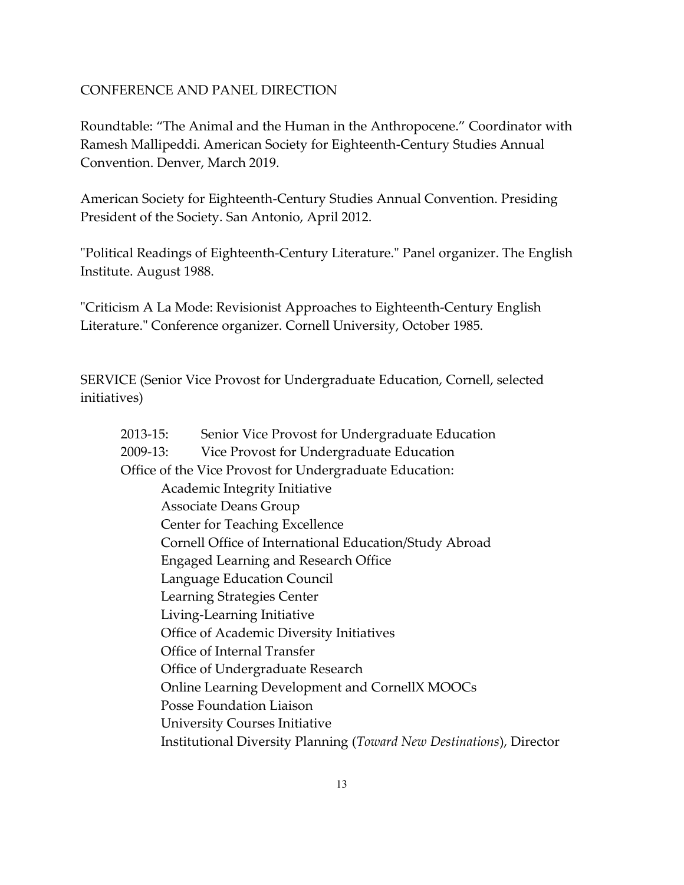## CONFERENCE AND PANEL DIRECTION

Roundtable: "The Animal and the Human in the Anthropocene." Coordinator with Ramesh Mallipeddi. American Society for Eighteenth-Century Studies Annual Convention. Denver, March 2019.

American Society for Eighteenth-Century Studies Annual Convention. Presiding President of the Society. San Antonio, April 2012.

"Political Readings of Eighteenth-Century Literature." Panel organizer. The English Institute. August 1988.

"Criticism A La Mode: Revisionist Approaches to Eighteenth-Century English Literature." Conference organizer. Cornell University, October 1985.

## SERVICE (Senior Vice Provost for Undergraduate Education, Cornell, selected initiatives)

2013-15: Senior Vice Provost for Undergraduate Education
2009-13: Vice Provost for Undergraduate Education

Office of the Vice Provost for Undergraduate Education:

- Academic Integrity Initiative
- Associate Deans Group
- Center for Teaching Excellence
- Cornell Office of International Education/Study Abroad
- Engaged Learning and Research Office
- Language Education Council
- Learning Strategies Center
- Living-Learning Initiative
- Office of Academic Diversity Initiatives
- Office of Internal Transfer
- Office of Undergraduate Research
- Online Learning Development and CornellX MOOCs
- Posse Foundation Liaison
- University Courses Initiative
- Institutional Diversity Planning (*Toward New Destinations*), Director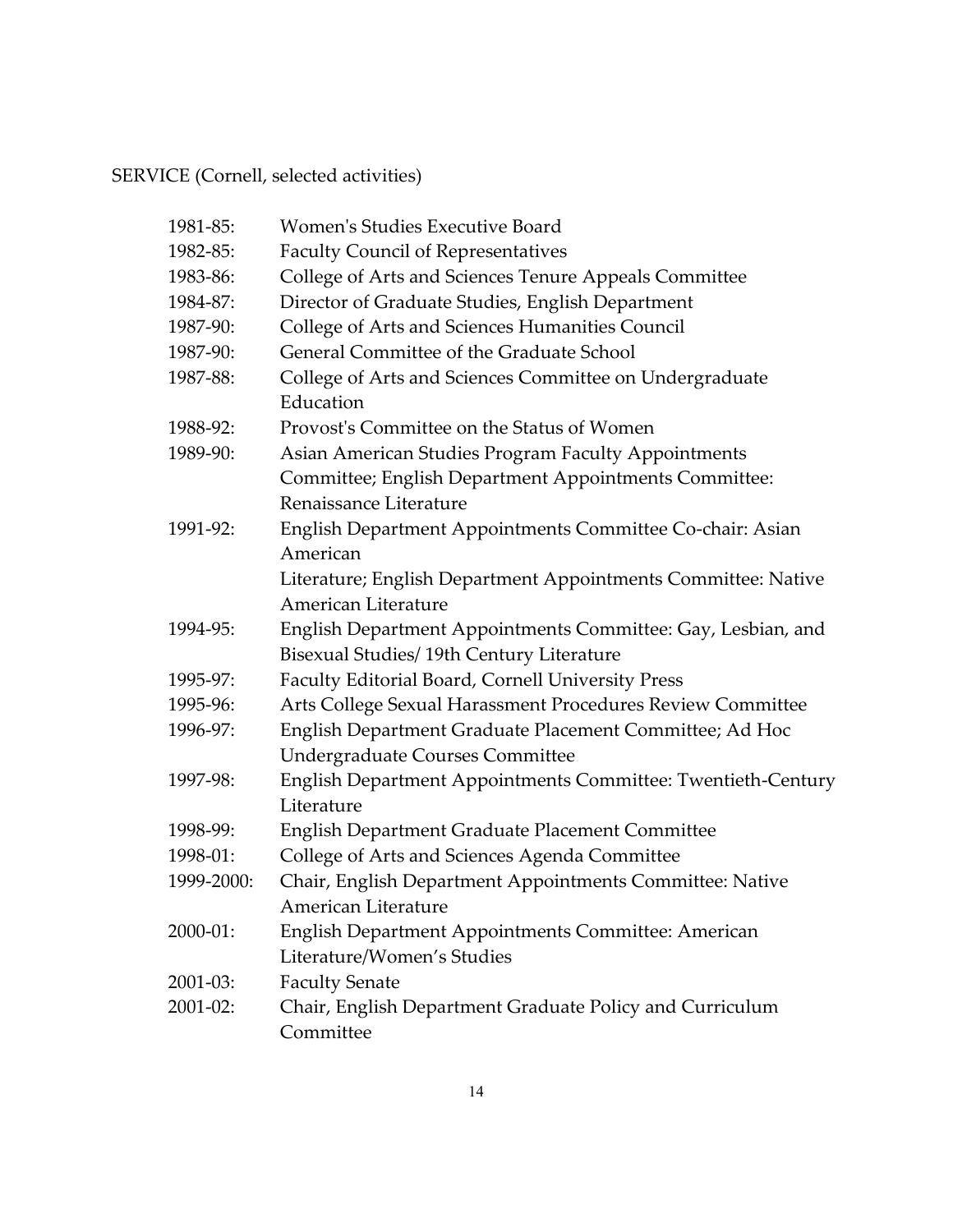SERVICE (Cornell, selected activities)

1981-85: Women's Studies Executive Board
1982-85: Faculty Council of Representatives
1983-86: College of Arts and Sciences Tenure Appeals Committee
1984-87: Director of Graduate Studies, English Department
1987-90: College of Arts and Sciences Humanities Council
1987-90: General Committee of the Graduate School
1987-88: College of Arts and Sciences Committee on Undergraduate Education
1988-92: Provost's Committee on the Status of Women
1989-90: Asian American Studies Program Faculty Appointments Committee; English Department Appointments Committee: Renaissance Literature
1991-92: English Department Appointments Committee Co-chair: Asian American
Literature; English Department Appointments Committee: Native American Literature
1994-95: English Department Appointments Committee: Gay, Lesbian, and Bisexual Studies/ 19th Century Literature
1995-97: Faculty Editorial Board, Cornell University Press
1995-96: Arts College Sexual Harassment Procedures Review Committee
1996-97: English Department Graduate Placement Committee; Ad Hoc Undergraduate Courses Committee
1997-98: English Department Appointments Committee: Twentieth-Century Literature
1998-99: English Department Graduate Placement Committee
1998-01: College of Arts and Sciences Agenda Committee
1999-2000: Chair, English Department Appointments Committee: Native American Literature
2000-01: English Department Appointments Committee: American Literature/Women's Studies
2001-03: Faculty Senate
2001-02: Chair, English Department Graduate Policy and Curriculum Committee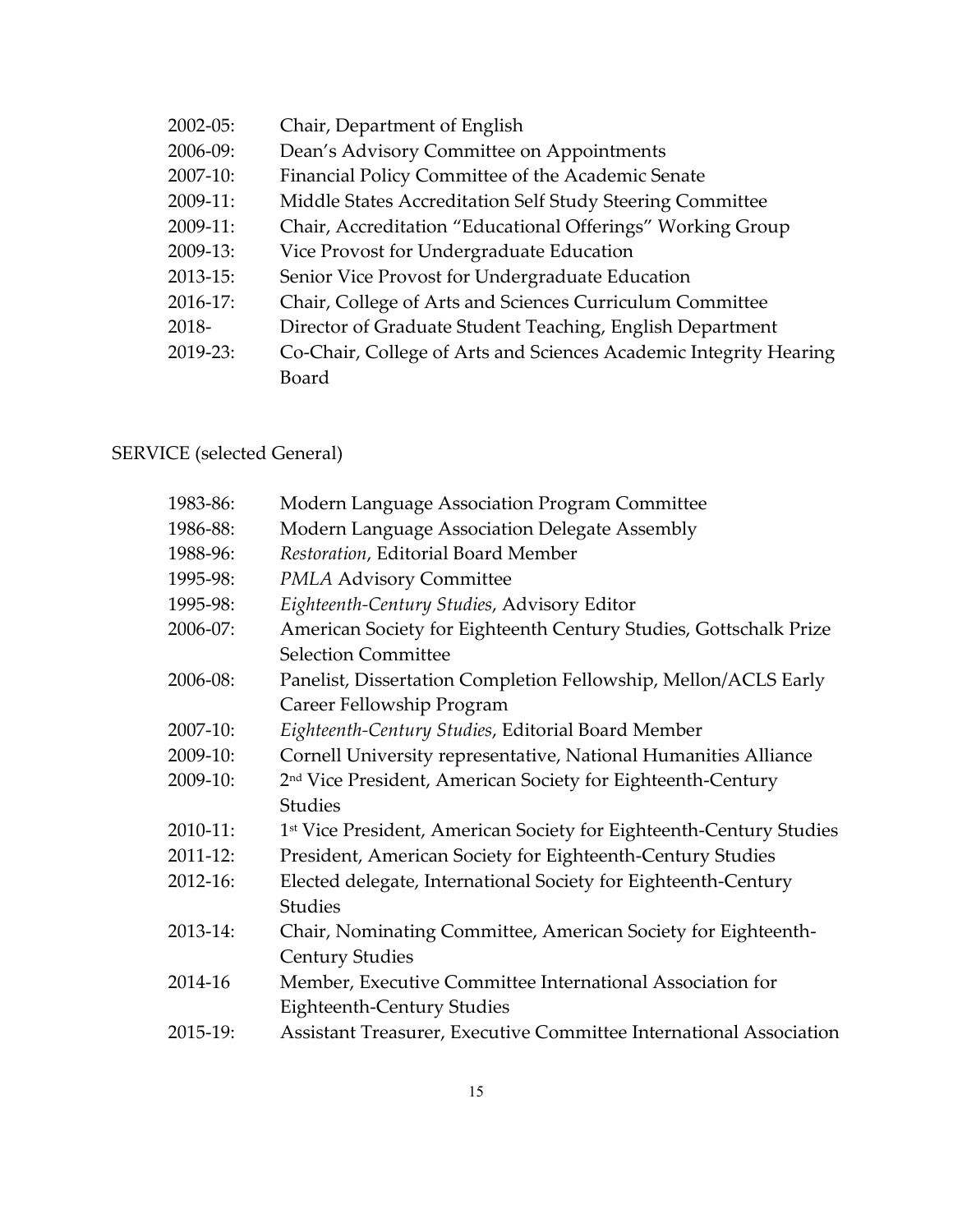2002-05: Chair, Department of English
2006-09: Dean's Advisory Committee on Appointments
2007-10: Financial Policy Committee of the Academic Senate
2009-11: Middle States Accreditation Self Study Steering Committee
2009-11: Chair, Accreditation "Educational Offerings" Working Group
2009-13: Vice Provost for Undergraduate Education
2013-15: Senior Vice Provost for Undergraduate Education
2016-17: Chair, College of Arts and Sciences Curriculum Committee
2018- Director of Graduate Student Teaching, English Department
2019-23: Co-Chair, College of Arts and Sciences Academic Integrity Hearing Board

SERVICE (selected General)

1983-86: Modern Language Association Program Committee
1986-88: Modern Language Association Delegate Assembly
1988-96: *Restoration*, Editorial Board Member
1995-98: *PMLA* Advisory Committee
1995-98: *Eighteenth-Century Studies*, Advisory Editor
2006-07: American Society for Eighteenth Century Studies, Gottschalk Prize Selection Committee
2006-08: Panelist, Dissertation Completion Fellowship, Mellon/ACLS Early Career Fellowship Program
2007-10: *Eighteenth-Century Studies*, Editorial Board Member
2009-10: Cornell University representative, National Humanities Alliance
2009-10: 2nd Vice President, American Society for Eighteenth-Century Studies
2010-11: 1st Vice President, American Society for Eighteenth-Century Studies
2011-12: President, American Society for Eighteenth-Century Studies
2012-16: Elected delegate, International Society for Eighteenth-Century Studies
2013-14: Chair, Nominating Committee, American Society for Eighteenth-Century Studies
2014-16 Member, Executive Committee International Association for Eighteenth-Century Studies
2015-19: Assistant Treasurer, Executive Committee International Association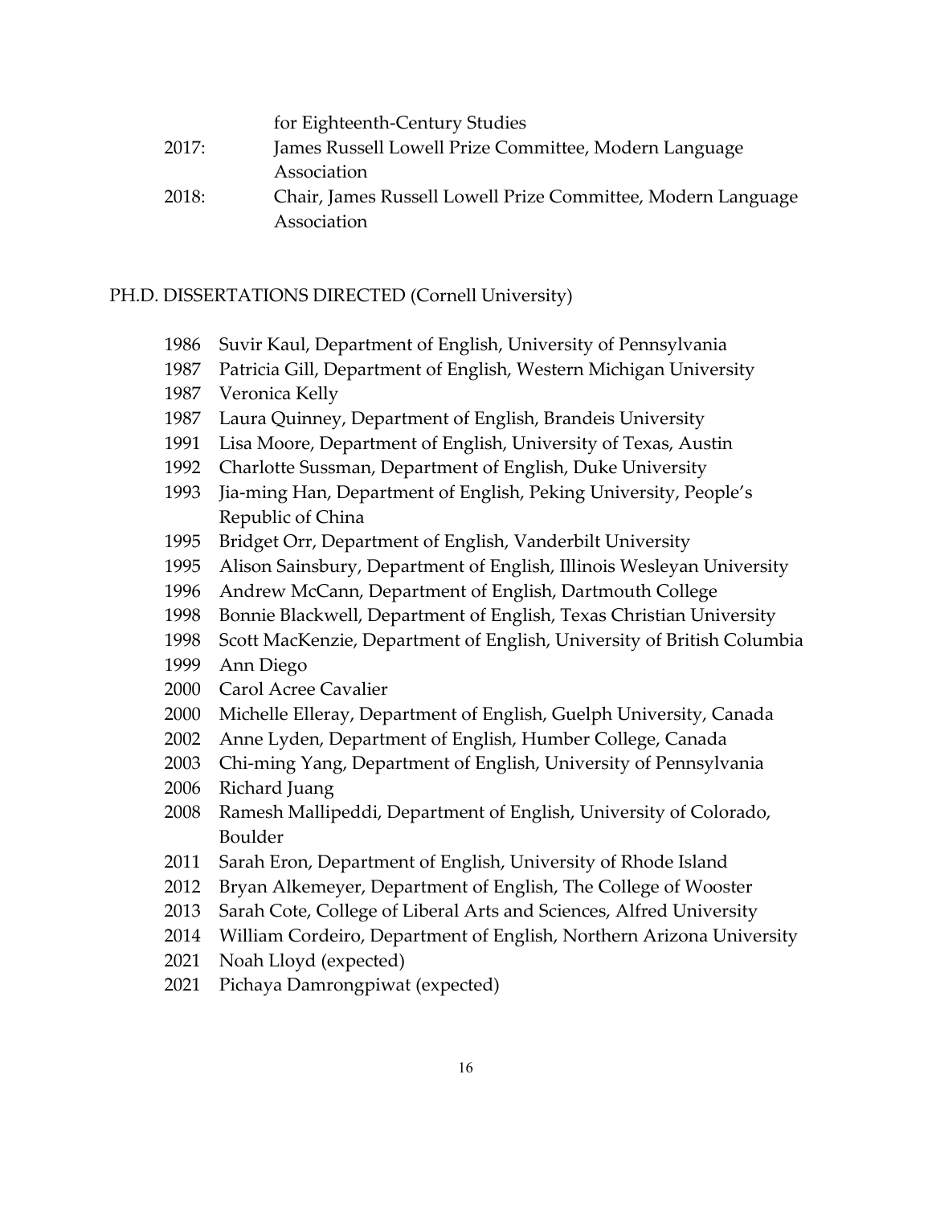for Eighteenth-Century Studies

2017: James Russell Lowell Prize Committee, Modern Language Association

2018: Chair, James Russell Lowell Prize Committee, Modern Language Association

## PH.D. DISSERTATIONS DIRECTED (Cornell University)

- 1986 Suvir Kaul, Department of English, University of Pennsylvania
- 1987 Patricia Gill, Department of English, Western Michigan University
- 1987 Veronica Kelly
- 1987 Laura Quinney, Department of English, Brandeis University
- 1991 Lisa Moore, Department of English, University of Texas, Austin
- 1992 Charlotte Sussman, Department of English, Duke University
- 1993 Jia-ming Han, Department of English, Peking University, People's Republic of China
- 1995 Bridget Orr, Department of English, Vanderbilt University
- 1995 Alison Sainsbury, Department of English, Illinois Wesleyan University
- 1996 Andrew McCann, Department of English, Dartmouth College
- 1998 Bonnie Blackwell, Department of English, Texas Christian University
- 1998 Scott MacKenzie, Department of English, University of British Columbia
- 1999 Ann Diego
- 2000 Carol Acree Cavalier
- 2000 Michelle Elleray, Department of English, Guelph University, Canada
- 2002 Anne Lyden, Department of English, Humber College, Canada
- 2003 Chi-ming Yang, Department of English, University of Pennsylvania
- 2006 Richard Juang
- 2008 Ramesh Mallipeddi, Department of English, University of Colorado, Boulder
- 2011 Sarah Eron, Department of English, University of Rhode Island
- 2012 Bryan Alkemeyer, Department of English, The College of Wooster
- 2013 Sarah Cote, College of Liberal Arts and Sciences, Alfred University
- 2014 William Cordeiro, Department of English, Northern Arizona University
- 2021 Noah Lloyd (expected)
- 2021 Pichaya Damrongpiwat (expected)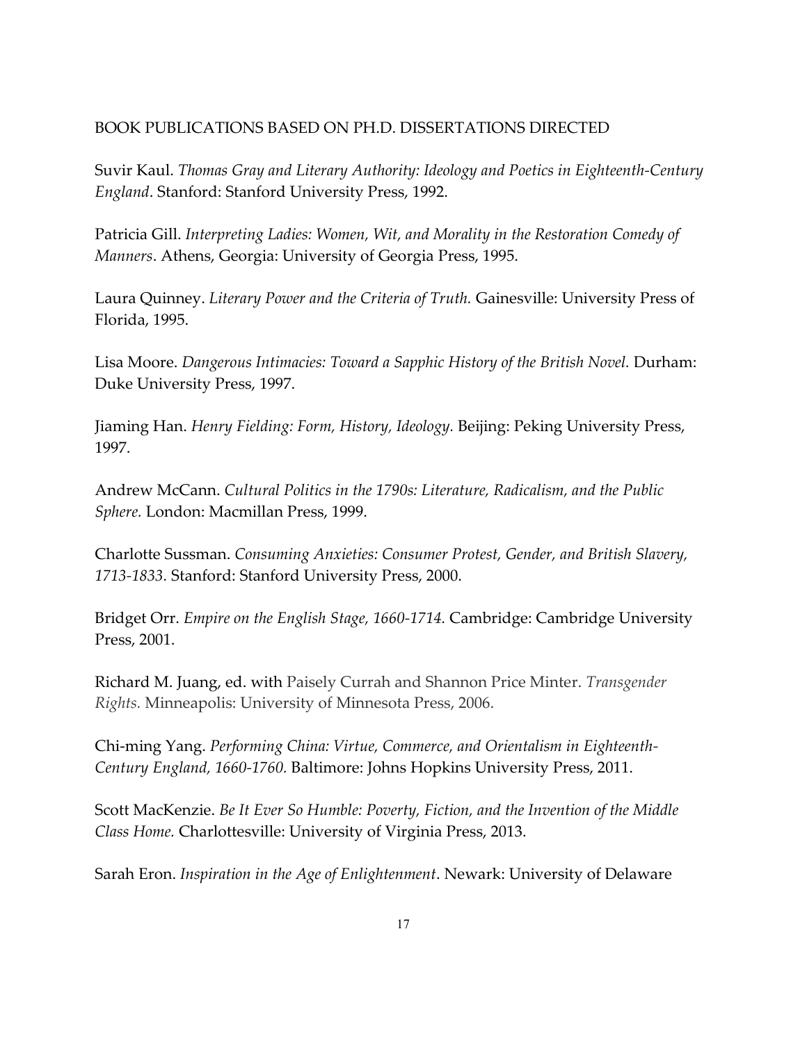## BOOK PUBLICATIONS BASED ON PH.D. DISSERTATIONS DIRECTED

Suvir Kaul. *Thomas Gray and Literary Authority: Ideology and Poetics in Eighteenth-Century England*. Stanford: Stanford University Press, 1992.

Patricia Gill. *Interpreting Ladies: Women, Wit, and Morality in the Restoration Comedy of Manners*. Athens, Georgia: University of Georgia Press, 1995.

Laura Quinney. *Literary Power and the Criteria of Truth.* Gainesville: University Press of Florida, 1995.

Lisa Moore. *Dangerous Intimacies: Toward a Sapphic History of the British Novel.* Durham: Duke University Press, 1997.

Jiaming Han. *Henry Fielding: Form, History, Ideology.* Beijing: Peking University Press, 1997.

Andrew McCann. *Cultural Politics in the 1790s: Literature, Radicalism, and the Public Sphere.* London: Macmillan Press, 1999.

Charlotte Sussman. *Consuming Anxieties: Consumer Protest, Gender, and British Slavery, 1713-1833.* Stanford: Stanford University Press, 2000.

Bridget Orr. *Empire on the English Stage, 1660-1714.* Cambridge: Cambridge University Press, 2001.

Richard M. Juang, ed. with Paisely Currah and Shannon Price Minter. *Transgender Rights.* Minneapolis: University of Minnesota Press, 2006.

Chi-ming Yang. *Performing China: Virtue, Commerce, and Orientalism in Eighteenth-Century England, 1660-1760.* Baltimore: Johns Hopkins University Press, 2011.

Scott MacKenzie. *Be It Ever So Humble: Poverty, Fiction, and the Invention of the Middle Class Home.* Charlottesville: University of Virginia Press, 2013.

Sarah Eron. *Inspiration in the Age of Enlightenment*. Newark: University of Delaware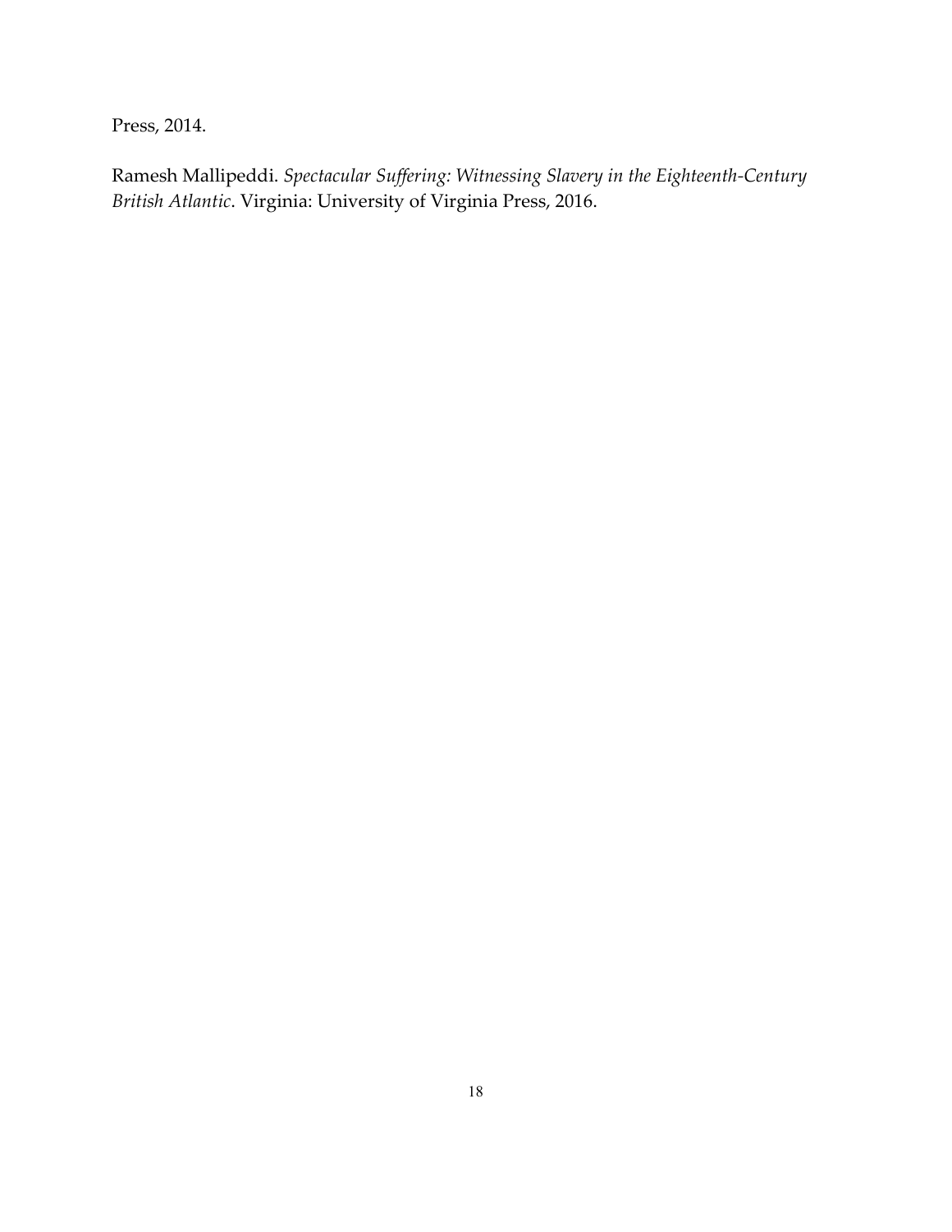Press, 2014.

Ramesh Mallipeddi. *Spectacular Suffering: Witnessing Slavery in the Eighteenth-Century British Atlantic*. Virginia: University of Virginia Press, 2016.